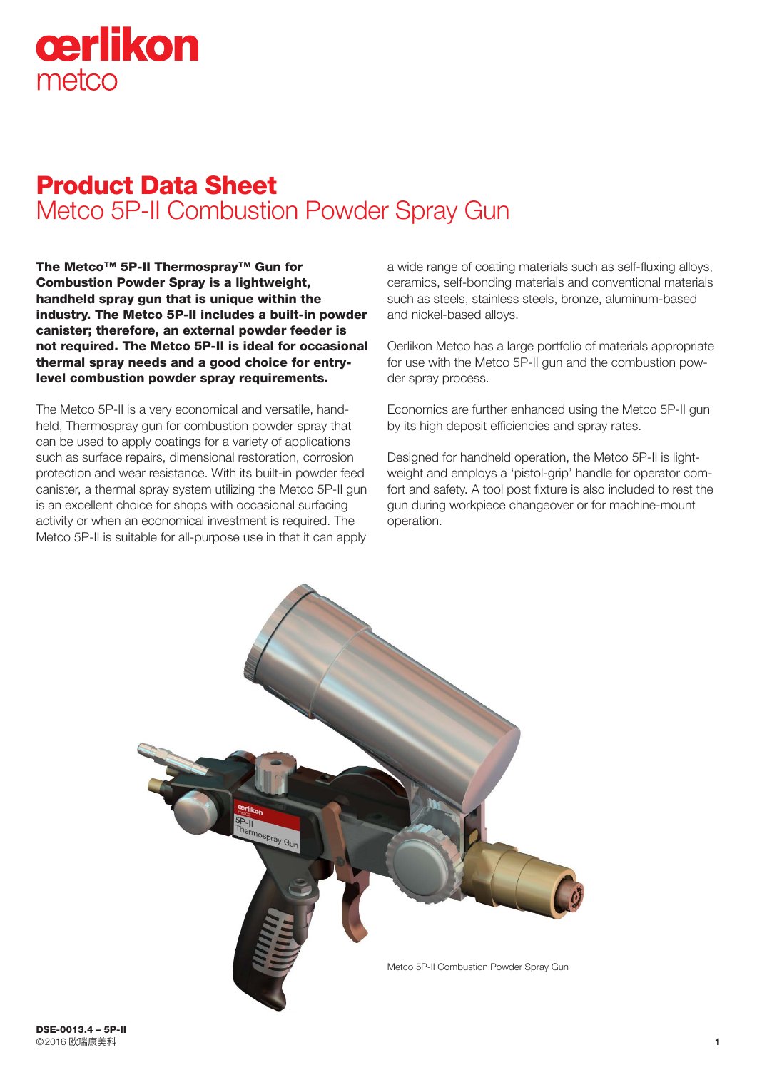# Product Data Sheet
## Metco 5P-II Combustion Powder Spray Gun

**The Metco™ 5P-II Thermospray™ Gun for Combustion Powder Spray is a lightweight, handheld spray gun that is unique within the industry. The Metco 5P-II includes a built-in powder canister; therefore, an external powder feeder is not required. The Metco 5P-II is ideal for occasional thermal spray needs and a good choice for entry-level combustion powder spray requirements.**

The Metco 5P-II is a very economical and versatile, handheld, Thermospray gun for combustion powder spray that can be used to apply coatings for a variety of applications such as surface repairs, dimensional restoration, corrosion protection and wear resistance. With its built-in powder feed canister, a thermal spray system utilizing the Metco 5P-II gun is an excellent choice for shops with occasional surfacing activity or when an economical investment is required. The Metco 5P-II is suitable for all-purpose use in that it can apply a wide range of coating materials such as self-fluxing alloys, ceramics, self-bonding materials and conventional materials such as steels, stainless steels, bronze, aluminum-based and nickel-based alloys.

Oerlikon Metco has a large portfolio of materials appropriate for use with the Metco 5P-II gun and the combustion powder spray process.

Economics are further enhanced using the Metco 5P-II gun by its high deposit efficiencies and spray rates.

Designed for handheld operation, the Metco 5P-II is lightweight and employs a 'pistol-grip' handle for operator comfort and safety. A tool post fixture is also included to rest the gun during workpiece changeover or for machine-mount operation.

Metco 5P-II Combustion Powder Spray Gun

DSE-0013.4 – 5P-II
©2016 欧瑞康美科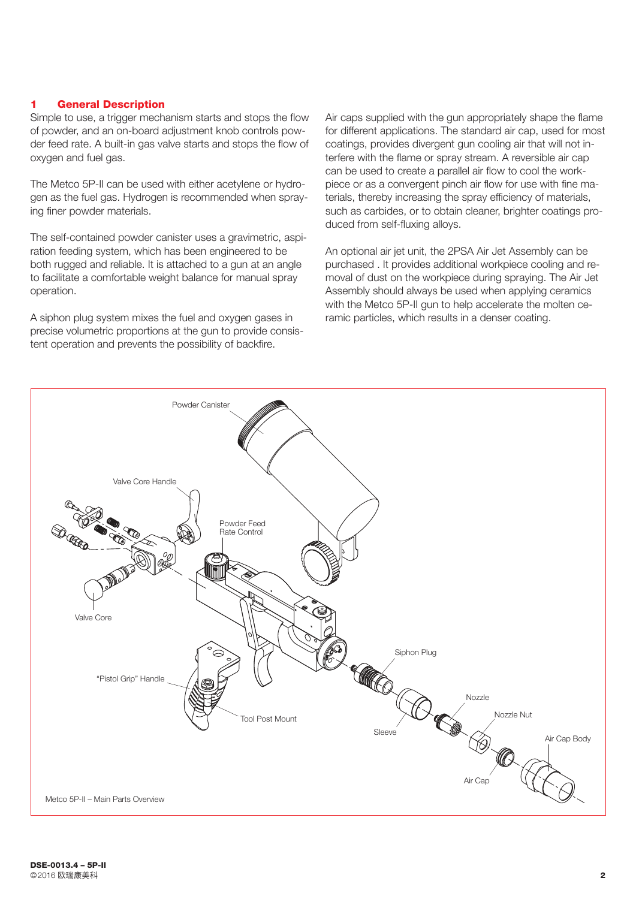## 1 General Description

Simple to use, a trigger mechanism starts and stops the flow of powder, and an on-board adjustment knob controls powder feed rate. A built-in gas valve starts and stops the flow of oxygen and fuel gas.

The Metco 5P-II can be used with either acetylene or hydrogen as the fuel gas. Hydrogen is recommended when spraying finer powder materials.

The self-contained powder canister uses a gravimetric, aspiration feeding system, which has been engineered to be both rugged and reliable. It is attached to a gun at an angle to facilitate a comfortable weight balance for manual spray operation.

A siphon plug system mixes the fuel and oxygen gases in precise volumetric proportions at the gun to provide consistent operation and prevents the possibility of backfire.

Air caps supplied with the gun appropriately shape the flame for different applications. The standard air cap, used for most coatings, provides divergent gun cooling air that will not interfere with the flame or spray stream. A reversible air cap can be used to create a parallel air flow to cool the workpiece or as a convergent pinch air flow for use with fine materials, thereby increasing the spray efficiency of materials, such as carbides, or to obtain cleaner, brighter coatings produced from self-fluxing alloys.

An optional air jet unit, the 2PSA Air Jet Assembly can be purchased . It provides additional workpiece cooling and removal of dust on the workpiece during spraying. The Air Jet Assembly should always be used when applying ceramics with the Metco 5P-II gun to help accelerate the molten ceramic particles, which results in a denser coating.

Powder Canister
Valve Core Handle
Powder Feed Rate Control
Valve Core
Siphon Plug
"Pistol Grip" Handle
Nozzle
Tool Post Mount
Nozzle Nut
Sleeve
Air Cap Body
Air Cap

Metco 5P-II – Main Parts Overview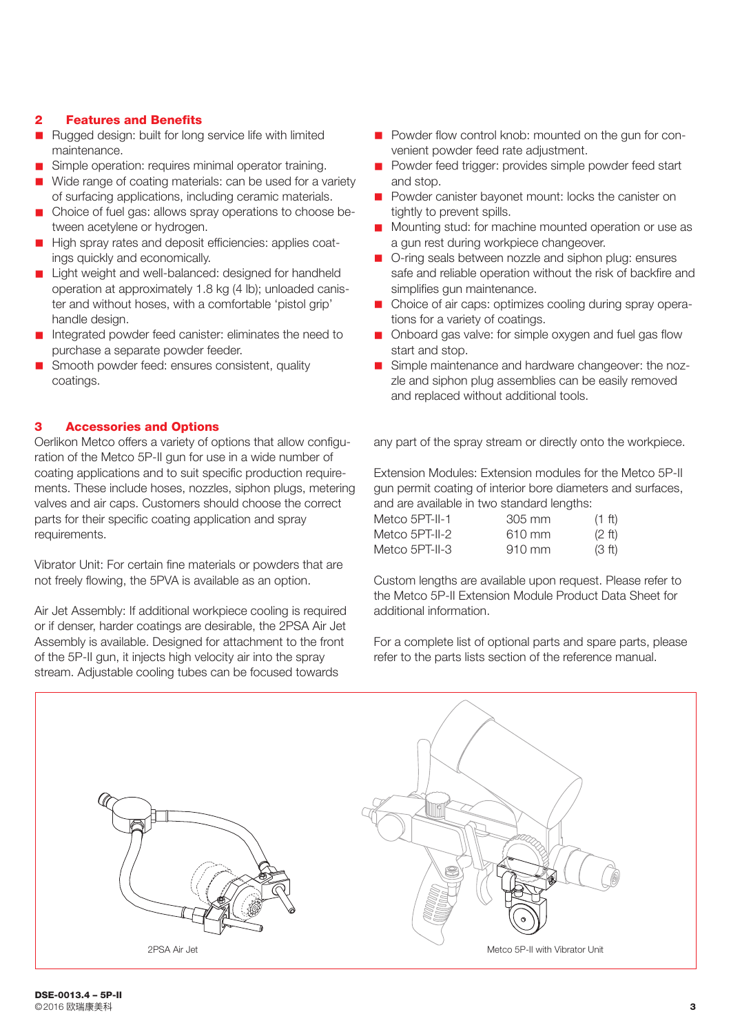## 2 Features and Benefits

- Rugged design: built for long service life with limited maintenance.
- Simple operation: requires minimal operator training.
- Wide range of coating materials: can be used for a variety of surfacing applications, including ceramic materials.
- Choice of fuel gas: allows spray operations to choose between acetylene or hydrogen.
- High spray rates and deposit efficiencies: applies coatings quickly and economically.
- Light weight and well-balanced: designed for handheld operation at approximately 1.8 kg (4 lb); unloaded canister and without hoses, with a comfortable 'pistol grip' handle design.
- Integrated powder feed canister: eliminates the need to purchase a separate powder feeder.
- Smooth powder feed: ensures consistent, quality coatings.
- Powder flow control knob: mounted on the gun for convenient powder feed rate adjustment.
- Powder feed trigger: provides simple powder feed start and stop.
- Powder canister bayonet mount: locks the canister on tightly to prevent spills.
- Mounting stud: for machine mounted operation or use as a gun rest during workpiece changeover.
- O-ring seals between nozzle and siphon plug: ensures safe and reliable operation without the risk of backfire and simplifies gun maintenance.
- Choice of air caps: optimizes cooling during spray operations for a variety of coatings.
- Onboard gas valve: for simple oxygen and fuel gas flow start and stop.
- Simple maintenance and hardware changeover: the nozzle and siphon plug assemblies can be easily removed and replaced without additional tools.

## 3 Accessories and Options

Oerlikon Metco offers a variety of options that allow configuration of the Metco 5P-II gun for use in a wide number of coating applications and to suit specific production requirements. These include hoses, nozzles, siphon plugs, metering valves and air caps. Customers should choose the correct parts for their specific coating application and spray requirements.

Vibrator Unit: For certain fine materials or powders that are not freely flowing, the 5PVA is available as an option.

Air Jet Assembly: If additional workpiece cooling is required or if denser, harder coatings are desirable, the 2PSA Air Jet Assembly is available. Designed for attachment to the front of the 5P-II gun, it injects high velocity air into the spray stream. Adjustable cooling tubes can be focused towards any part of the spray stream or directly onto the workpiece.

Extension Modules: Extension modules for the Metco 5P-II gun permit coating of interior bore diameters and surfaces, and are available in two standard lengths:

| | | |
|---|---|---|
| Metco 5PT-II-1 | 305 mm | (1 ft) |
| Metco 5PT-II-2 | 610 mm | (2 ft) |
| Metco 5PT-II-3 | 910 mm | (3 ft) |

Custom lengths are available upon request. Please refer to the Metco 5P-II Extension Module Product Data Sheet for additional information.

For a complete list of optional parts and spare parts, please refer to the parts lists section of the reference manual.

2PSA Air Jet

Metco 5P-II with Vibrator Unit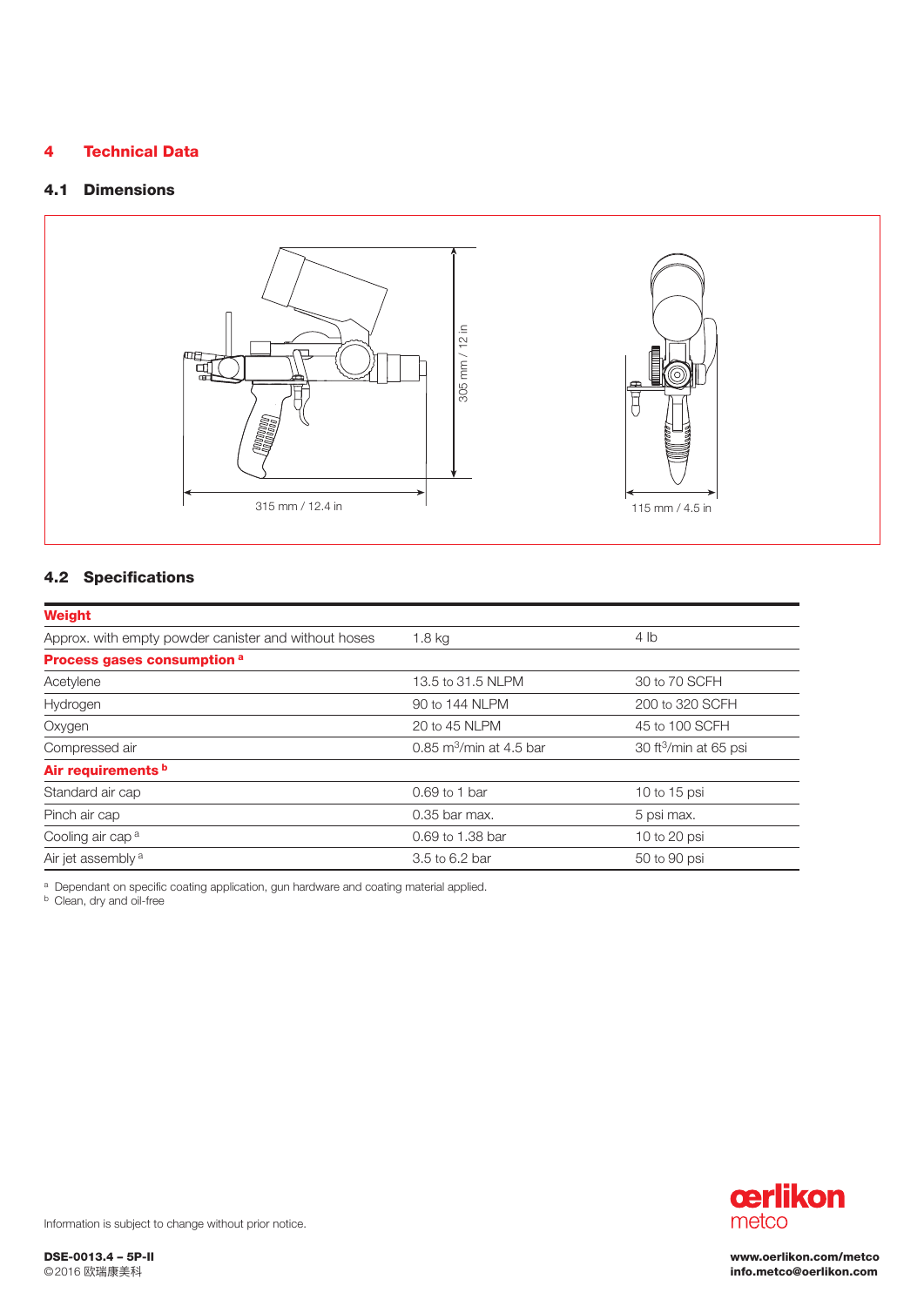## 4 Technical Data

### 4.1 Dimensions

305 mm / 12 in

315 mm / 12.4 in

115 mm / 4.5 in

### 4.2 Specifications

| | | |
|---|---|---|
| **Weight** | | |
| Approx. with empty powder canister and without hoses | 1.8 kg | 4 lb |
| **Process gases consumption** [a] | | |
| Acetylene | 13.5 to 31.5 NLPM | 30 to 70 SCFH |
| Hydrogen | 90 to 144 NLPM | 200 to 320 SCFH |
| Oxygen | 20 to 45 NLPM | 45 to 100 SCFH |
| Compressed air | 0.85 $m^3$/min at 4.5 bar | 30 $ft^3$/min at 65 psi |
| **Air requirements** [b] | | |
| Standard air cap | 0.69 to 1 bar | 10 to 15 psi |
| Pinch air cap | 0.35 bar max. | 5 psi max. |
| Cooling air cap [a] | 0.69 to 1.38 bar | 10 to 20 psi |
| Air jet assembly [a] | 3.5 to 6.2 bar | 50 to 90 psi |

[a] Dependant on specific coating application, gun hardware and coating material applied.
[b] Clean, dry and oil-free

Information is subject to change without prior notice.

DSE-0013.4 – 5P-II
©2016 欧瑞康美科

www.oerlikon.com/metco
info.metco@oerlikon.com